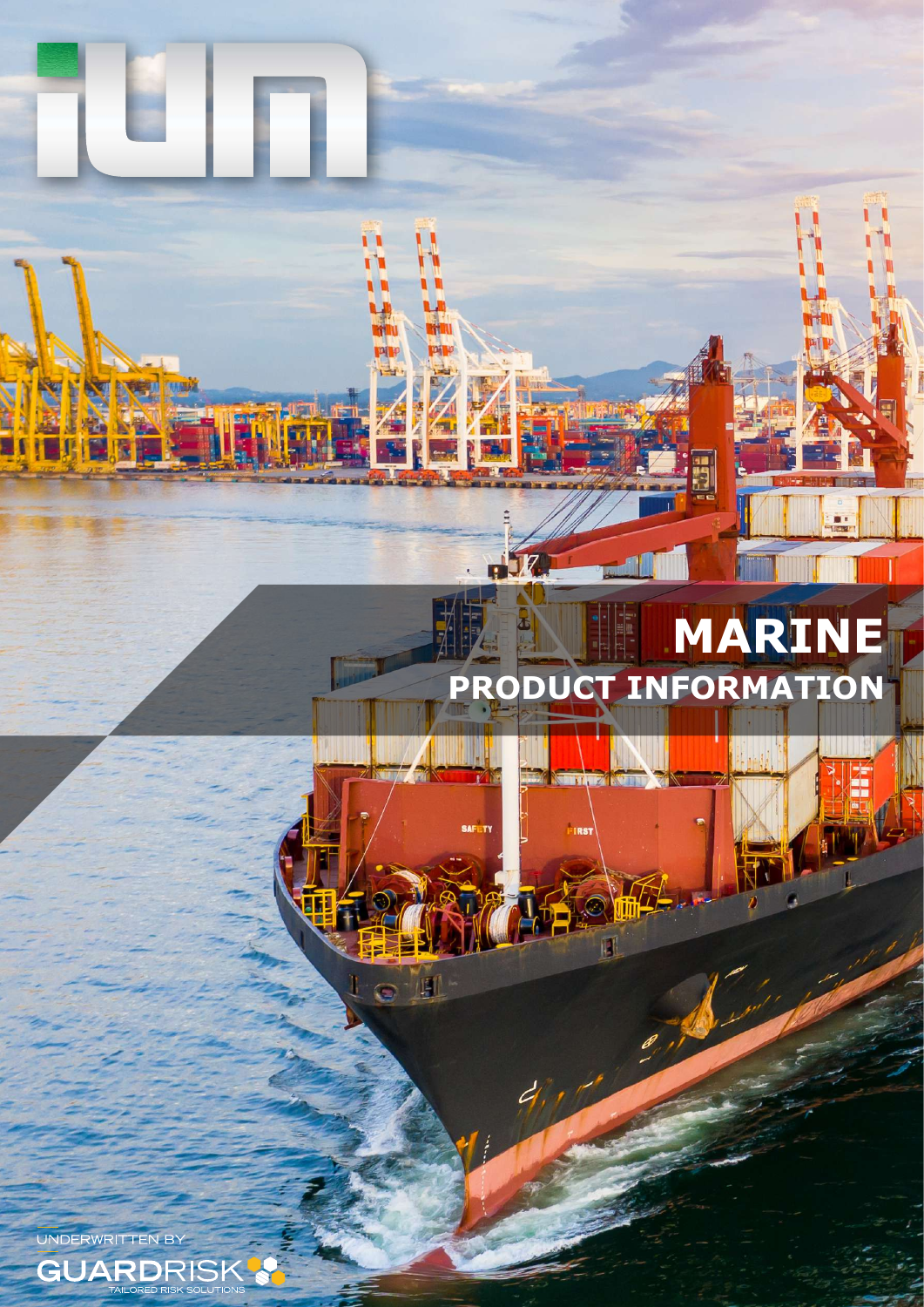# MARINE

## PRODUCT INFORMATION

UNDERWRITTEN BY

GUARDRISK

TAILORED RISK SOLUTIONS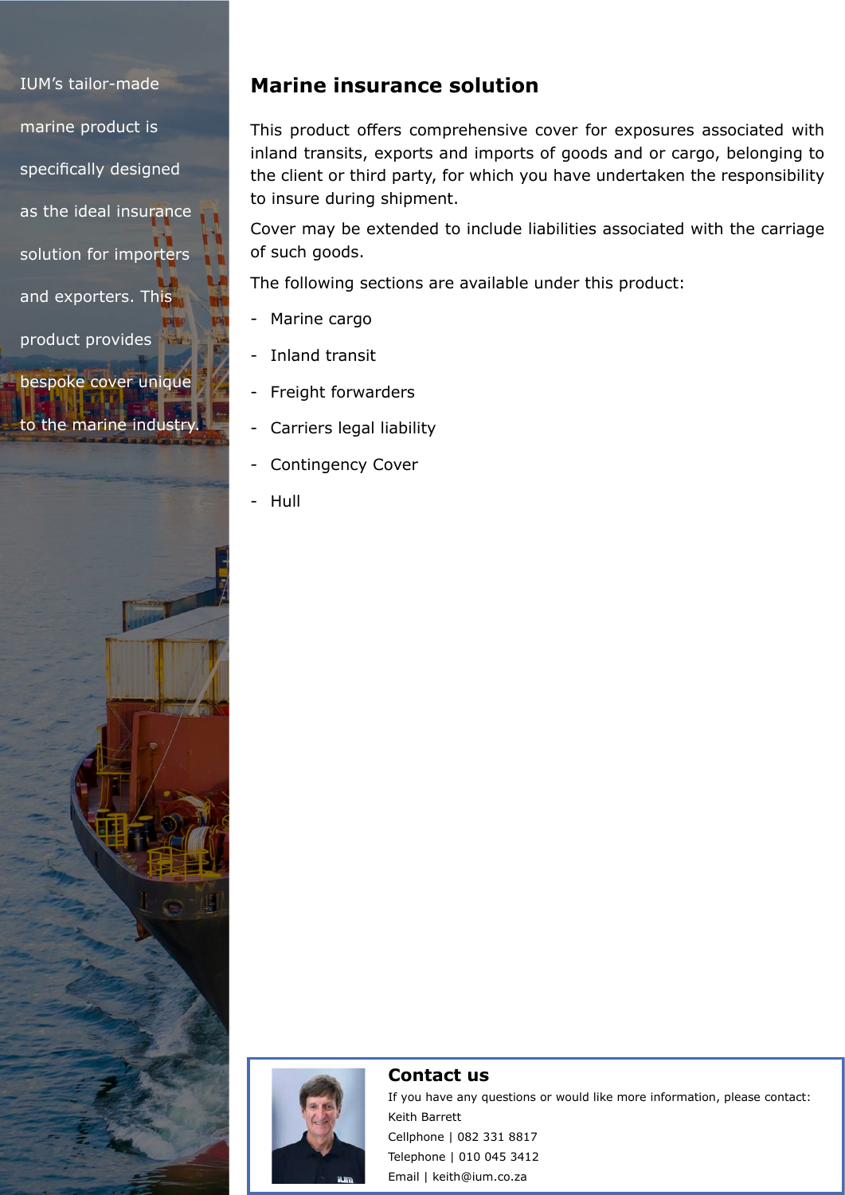IUM's tailor-made marine product is specifically designed as the ideal insurance solution for importers and exporters. This product provides bespoke cover unique to the marine industry.

## Marine insurance solution

This product offers comprehensive cover for exposures associated with inland transits, exports and imports of goods and or cargo, belonging to the client or third party, for which you have undertaken the responsibility to insure during shipment.

Cover may be extended to include liabilities associated with the carriage of such goods.

The following sections are available under this product:

- Marine cargo
- Inland transit
- Freight forwarders
- Carriers legal liability
- Contingency Cover
- Hull

### Contact us

If you have any questions or would like more information, please contact:

Keith Barrett

Cellphone | 082 331 8817

Telephone | 010 045 3412

Email | keith@ium.co.za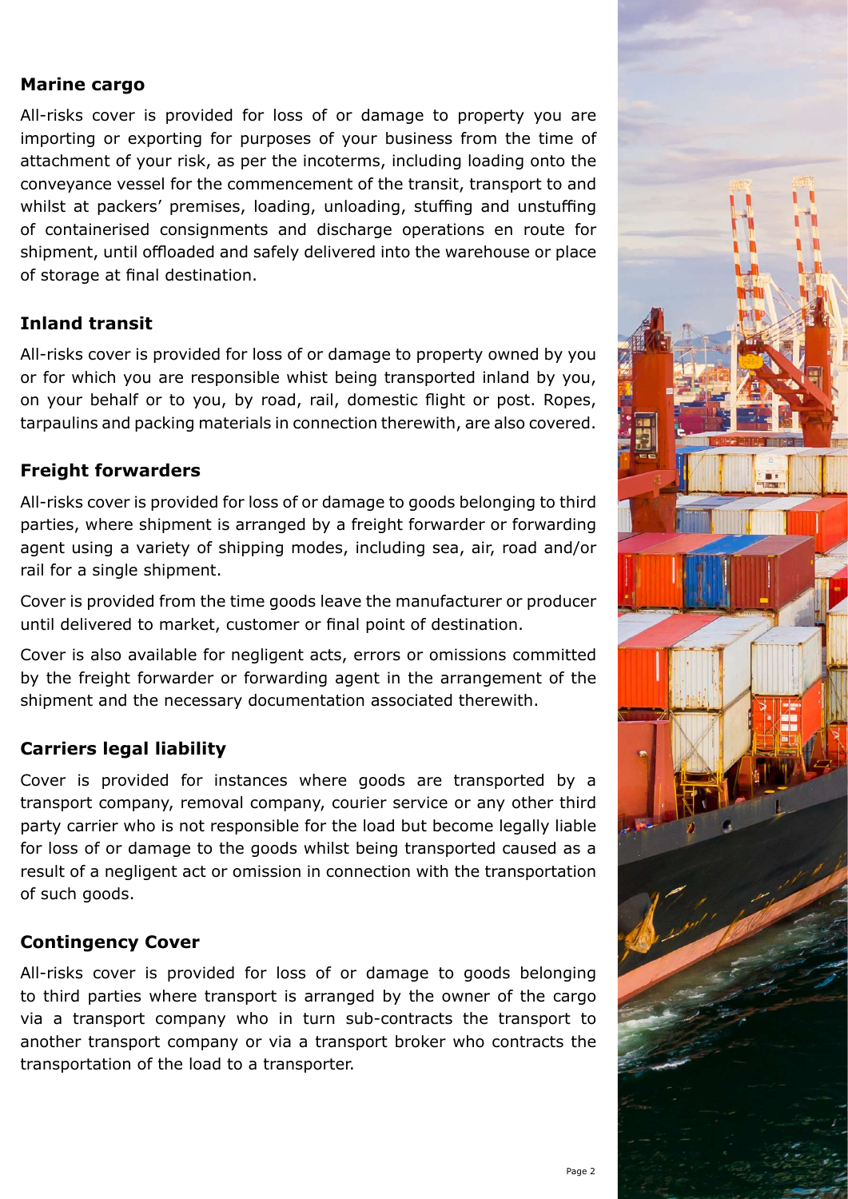## Marine cargo

All-risks cover is provided for loss of or damage to property you are importing or exporting for purposes of your business from the time of attachment of your risk, as per the incoterms, including loading onto the conveyance vessel for the commencement of the transit, transport to and whilst at packers' premises, loading, unloading, stuffing and unstuffing of containerised consignments and discharge operations en route for shipment, until offloaded and safely delivered into the warehouse or place of storage at final destination.

## Inland transit

All-risks cover is provided for loss of or damage to property owned by you or for which you are responsible whist being transported inland by you, on your behalf or to you, by road, rail, domestic flight or post. Ropes, tarpaulins and packing materials in connection therewith, are also covered.

## Freight forwarders

All-risks cover is provided for loss of or damage to goods belonging to third parties, where shipment is arranged by a freight forwarder or forwarding agent using a variety of shipping modes, including sea, air, road and/or rail for a single shipment.

Cover is provided from the time goods leave the manufacturer or producer until delivered to market, customer or final point of destination.

Cover is also available for negligent acts, errors or omissions committed by the freight forwarder or forwarding agent in the arrangement of the shipment and the necessary documentation associated therewith.

## Carriers legal liability

Cover is provided for instances where goods are transported by a transport company, removal company, courier service or any other third party carrier who is not responsible for the load but become legally liable for loss of or damage to the goods whilst being transported caused as a result of a negligent act or omission in connection with the transportation of such goods.

## Contingency Cover

All-risks cover is provided for loss of or damage to goods belonging to third parties where transport is arranged by the owner of the cargo via a transport company who in turn sub-contracts the transport to another transport company or via a transport broker who contracts the transportation of the load to a transporter.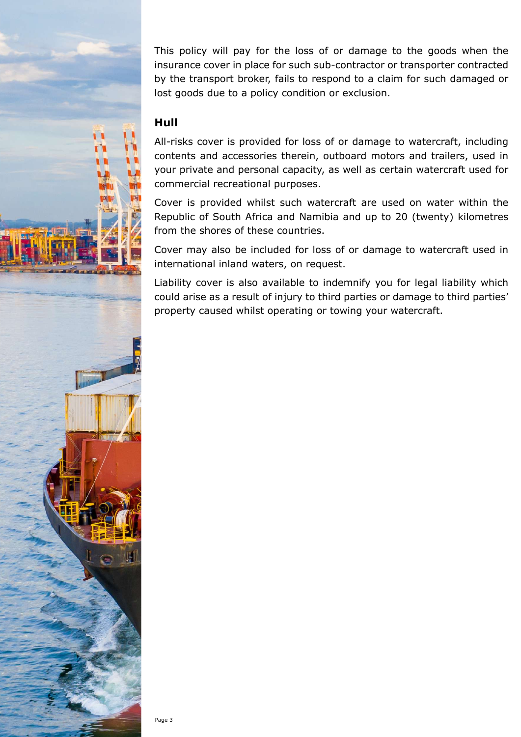This policy will pay for the loss of or damage to the goods when the insurance cover in place for such sub-contractor or transporter contracted by the transport broker, fails to respond to a claim for such damaged or lost goods due to a policy condition or exclusion.

## Hull

All-risks cover is provided for loss of or damage to watercraft, including contents and accessories therein, outboard motors and trailers, used in your private and personal capacity, as well as certain watercraft used for commercial recreational purposes.

Cover is provided whilst such watercraft are used on water within the Republic of South Africa and Namibia and up to 20 (twenty) kilometres from the shores of these countries.

Cover may also be included for loss of or damage to watercraft used in international inland waters, on request.

Liability cover is also available to indemnify you for legal liability which could arise as a result of injury to third parties or damage to third parties' property caused whilst operating or towing your watercraft.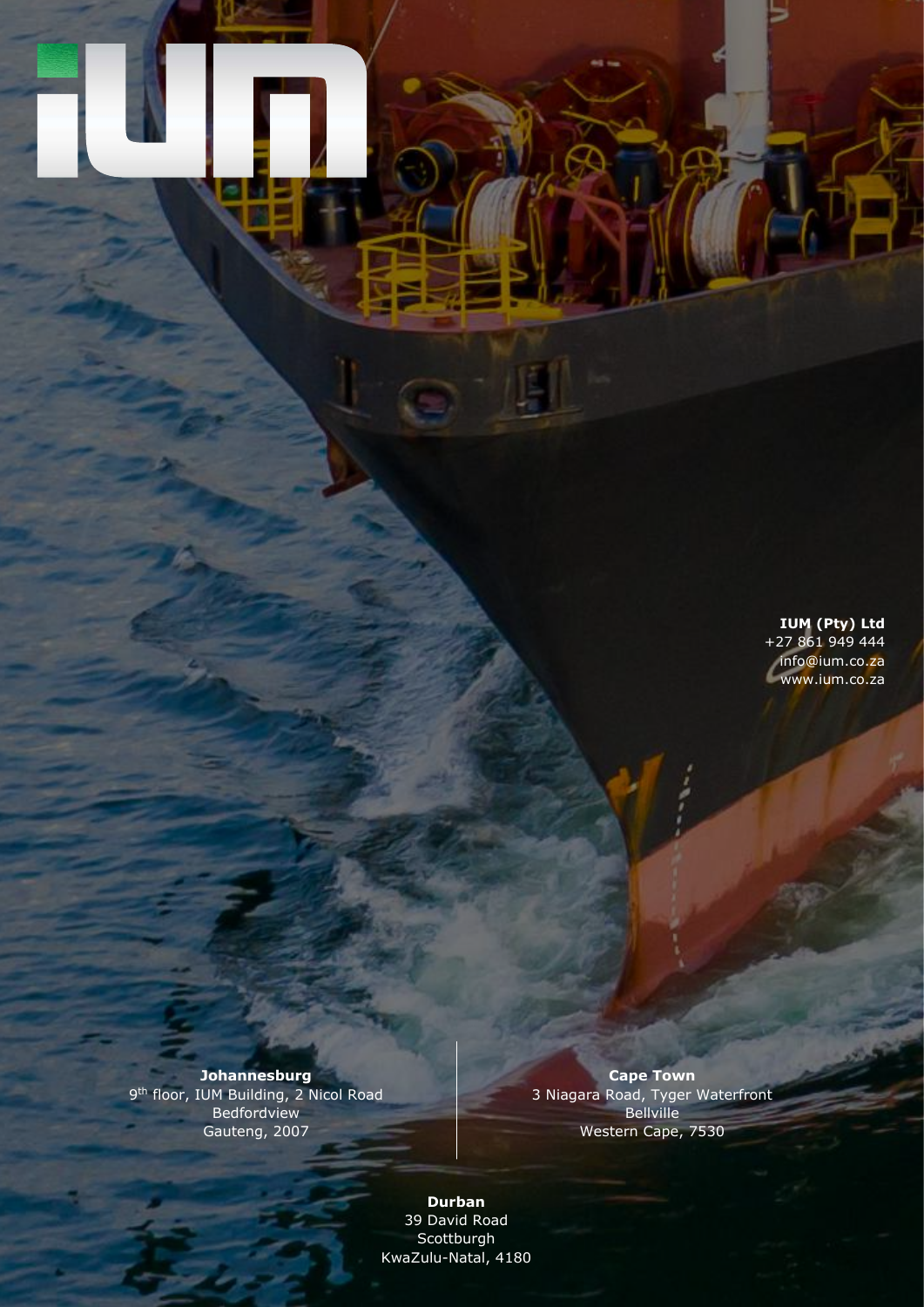**IUM (Pty) Ltd**
+27 861 949 444
info@ium.co.za
www.ium.co.za

**Johannesburg**
9th floor, IUM Building, 2 Nicol Road
Bedfordview
Gauteng, 2007

**Cape Town**
3 Niagara Road, Tyger Waterfront
Bellville
Western Cape, 7530

**Durban**
39 David Road
Scottburgh
KwaZulu-Natal, 4180